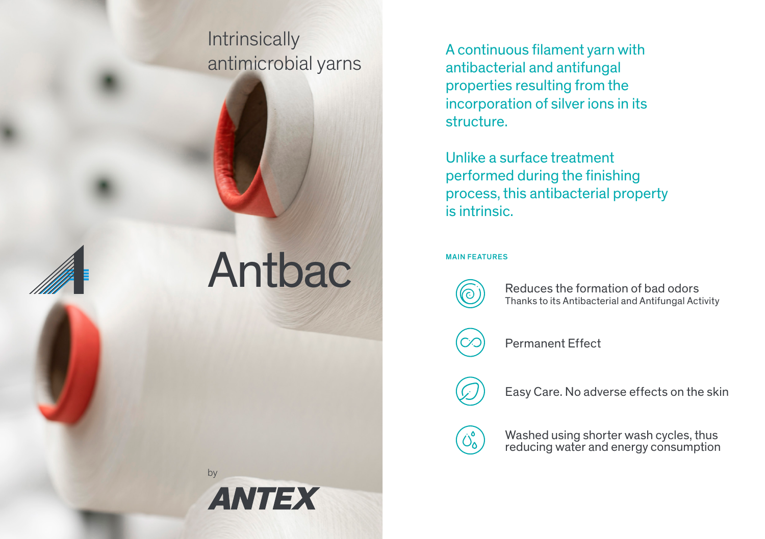Intrinsically antimicrobial yarns

# Antbac

by

**ANTEX**

A continuous filament yarn with antibacterial and antifungal properties resulting from the incorporation of silver ions in its structure.

Unlike a surface treatment performed during the finishing process, this antibacterial property is intrinsic.

**MAIN FEATURES**

- Reduces the formation of bad odors
  Thanks to its Antibacterial and Antifungal Activity
- Permanent Effect
- Easy Care. No adverse effects on the skin
- Washed using shorter wash cycles, thus reducing water and energy consumption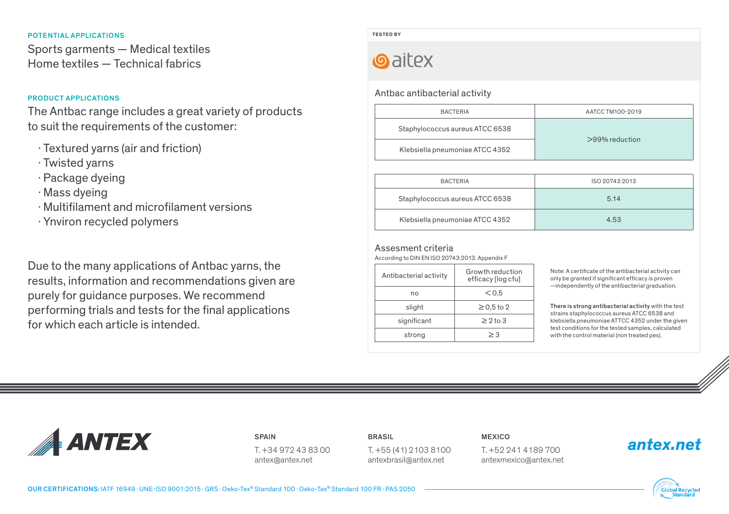## POTENTIAL APPLICATIONS

Sports garments — Medical textiles
Home textiles — Technical fabrics

## PRODUCT APPLICATIONS

The Antbac range includes a great variety of products to suit the requirements of the customer:

- Textured yarns (air and friction)
- Twisted yarns
- Package dyeing
- Mass dyeing
- Multifilament and microfilament versions
- Ynviron recycled polymers

Due to the many applications of Antbac yarns, the results, information and recommendations given are purely for guidance purposes. We recommend performing trials and tests for the final applications for which each article is intended.

**TESTED BY**

aitex

### Antbac antibacterial activity

| BACTERIA | AATCC TM100-2019 |
|---|---|
| Staphylococcus aureus ATCC 6538 | >99% reduction |
| Klebsiella pneumoniae ATCC 4352 | |

| BACTERIA | ISO 20743:2013 |
|---|---|
| Staphylococcus aureus ATCC 6538 | 5.14 |
| Klebsiella pneumoniae ATCC 4352 | 4.53 |

### Assesment criteria

According to DIN EN ISO 20743:2013. Appendix F

| Antibacterial activity | Growth reduction efficacy [log cfu] |
|---|---|
| no | < 0,5 |
| slight | ≥ 0,5 to 2 |
| significant | ≥ 2 to 3 |
| strong | ≥ 3 |

Note: A certificate of the antibacterial activity can only be granted if significant efficacy is proven —independently of the antibacterial graduation.

**There is strong antibacterial activity** with the test strains staphylococcus aureus ATCC 6538 and klebsiella pneumoniae ATTCC 4352 under the given test conditions for the tested samples, calculated with the control material (non treated pes).

ANTEX

**SPAIN**
T. +34 972 43 83 00
antex@antex.net

**BRASIL**
T. +55 (41) 2103 8100
antexbrasil@antex.net

**MEXICO**
T. +52 241 4189 700
antexmexico@antex.net

antex.net

**OUR CERTIFICATIONS:** IATF 16949 · UNE-ISO 9001:2015 · GRS · Oeko-Tex® Standard 100 · Oeko-Tex® Standard 100 FR · PAS 2050

Global Recycled Standard